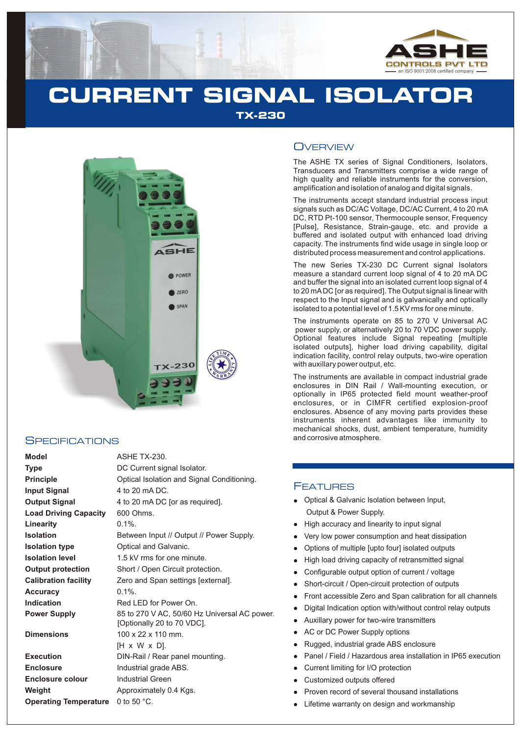ASHE
CONTROLS PVT LTD
an ISO 9001:2008 certified company

# CURRENT SIGNAL ISOLATOR

## TX-230

## Overview

The ASHE TX series of Signal Conditioners, Isolators, Transducers and Transmitters comprise a wide range of high quality and reliable instruments for the conversion, amplification and isolation of analog and digital signals.

The instruments accept standard industrial process input signals such as DC/AC Voltage, DC/AC Current, 4 to 20 mA DC, RTD Pt-100 sensor, Thermocouple sensor, Frequency [Pulse], Resistance, Strain-gauge, etc. and provide a buffered and isolated output with enhanced load driving capacity. The instruments find wide usage in single loop or distributed process measurement and control applications.

The new Series TX-230 DC Current signal Isolators measure a standard current loop signal of 4 to 20 mA DC and buffer the signal into an isolated current loop signal of 4 to 20 mA DC [or as required]. The Output signal is linear with respect to the Input signal and is galvanically and optically isolated to a potential level of 1.5 KV rms for one minute.

The instruments operate on 85 to 270 V Universal AC power supply, or alternatively 20 to 70 VDC power supply. Optional features include Signal repeating [multiple isolated outputs], higher load driving capability, digital indication facility, control relay outputs, two-wire operation with auxillary power output, etc.

The instruments are available in compact industrial grade enclosures in DIN Rail / Wall-mounting execution, or optionally in IP65 protected field mount weather-proof enclosures, or in CIMFR certified explosion-proof enclosures. Absence of any moving parts provides these instruments inherent advantages like immunity to mechanical shocks, dust, ambient temperature, humidity and corrosive atmosphere.

## Specifications

| | |
|---|---|
| **Model** | ASHE TX-230. |
| **Type** | DC Current signal Isolator. |
| **Principle** | Optical Isolation and Signal Conditioning. |
| **Input Signal** | 4 to 20 mA DC. |
| **Output Signal** | 4 to 20 mA DC [or as required]. |
| **Load Driving Capacity** | 600 Ohms. |
| **Linearity** | 0.1%. |
| **Isolation** | Between Input // Output // Power Supply. |
| **Isolation type** | Optical and Galvanic. |
| **Isolation level** | 1.5 kV rms for one minute. |
| **Output protection** | Short / Open Circuit protection. |
| **Calibration facility** | Zero and Span settings [external]. |
| **Accuracy** | 0.1%. |
| **Indication** | Red LED for Power On. |
| **Power Supply** | 85 to 270 V AC, 50/60 Hz Universal AC power. [Optionally 20 to 70 VDC]. |
| **Dimensions** | 100 x 22 x 110 mm. [H x W x D]. |
| **Execution** | DIN-Rail / Rear panel mounting. |
| **Enclosure** | Industrial grade ABS. |
| **Enclosure colour** | Industrial Green |
| **Weight** | Approximately 0.4 Kgs. |
| **Operating Temperature** | 0 to 50 °C. |

## Features

- Optical & Galvanic Isolation between Input, Output & Power Supply.
- High accuracy and linearity to input signal
- Very low power consumption and heat dissipation
- Options of multiple [upto four] isolated outputs
- High load driving capacity of retransmitted signal
- Configurable output option of current / voltage
- Short-circuit / Open-circuit protection of outputs
- Front accessible Zero and Span calibration for all channels
- Digital Indication option with/without control relay outputs
- Auxillary power for two-wire transmitters
- AC or DC Power Supply options
- Rugged, industrial grade ABS enclosure
- Panel / Field / Hazardous area installation in IP65 execution
- Current limiting for I/O protection
- Customized outputs offered
- Proven record of several thousand installations
- Lifetime warranty on design and workmanship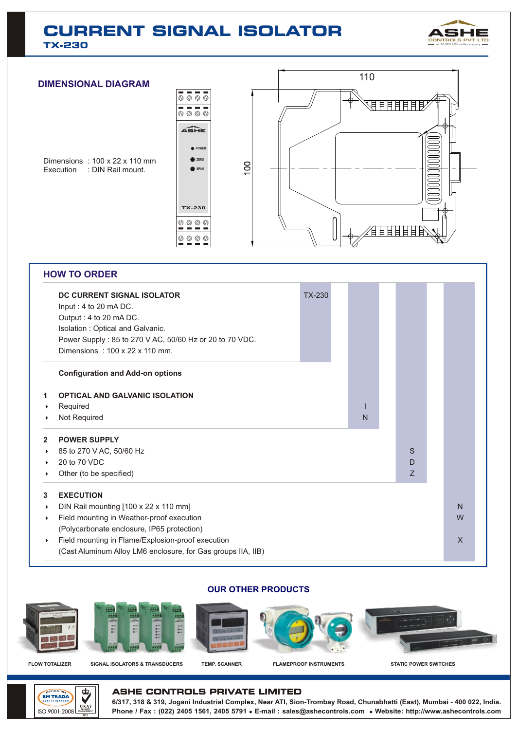# CURRENT SIGNAL ISOLATOR

## TX-230

ASHE CONTROLS PVT LTD
an ISO 9001:2008 certified company

### DIMENSIONAL DIAGRAM

Dimensions : 100 x 22 x 110 mm
Execution : DIN Rail mount.

ASHE
POWER
ZERO
SPAN
TX-230

110
100

### HOW TO ORDER

| | | | | | |
|---|---|---|---|---|---|
| | **DC CURRENT SIGNAL ISOLATOR**<br>Input : 4 to 20 mA DC.<br>Output : 4 to 20 mA DC.<br>Isolation : Optical and Galvanic.<br>Power Supply : 85 to 270 V AC, 50/60 Hz or 20 to 70 VDC.<br>Dimensions : 100 x 22 x 110 mm. | TX-230 | | | |
| | **Configuration and Add-on options** | | | | |
| 1 | **OPTICAL AND GALVANIC ISOLATION** | | | | |
| ▸ | Required | | I | | |
| ▸ | Not Required | | N | | |
| 2 | **POWER SUPPLY** | | | | |
| ▸ | 85 to 270 V AC, 50/60 Hz | | | S | |
| ▸ | 20 to 70 VDC | | | D | |
| ▸ | Other (to be specified) | | | Z | |
| 3 | **EXECUTION** | | | | |
| ▸ | DIN Rail mounting [100 x 22 x 110 mm] | | | | N |
| ▸ | Field mounting in Weather-proof execution<br>(Polycarbonate enclosure, IP65 protection) | | | | W |
| ▸ | Field mounting in Flame/Explosion-proof execution<br>(Cast Aluminum Alloy LM6 enclosure, for Gas groups IIA, IIB) | | | | X |

### OUR OTHER PRODUCTS

FLOW TOTALIZER
SIGNAL ISOLATORS & TRANSDUCERS
TEMP. SCANNER
FLAMEPROOF INSTRUMENTS
STATIC POWER SWITCHES

BM TRADA CERTIFICATION
ISO 9001:2008
UKAS QUALITY MANAGEMENT 012

**ASHE CONTROLS PRIVATE LIMITED**

6/317, 318 & 319, Jogani Industrial Complex, Near ATI, Sion-Trombay Road, Chunabhatti (East), Mumbai - 400 022, India.
Phone / Fax : (022) 2405 1561, 2405 5791 • E-mail : sales@ashecontrols.com • Website: http://www.ashecontrols.com